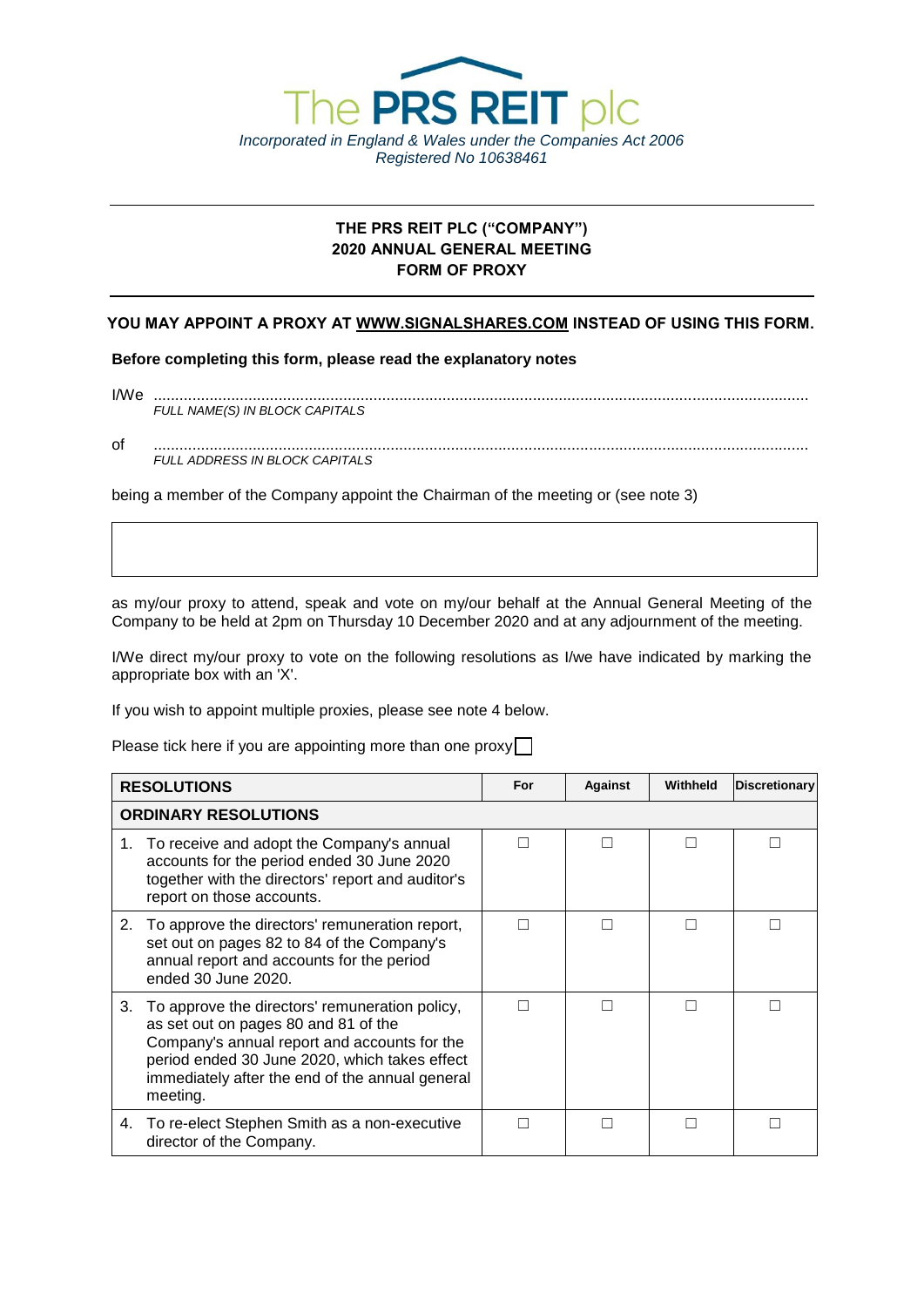The PRS REIT plc

*Incorporated in England & Wales under the Companies Act 2006*
*Registered No 10638461*

---

**THE PRS REIT PLC ("COMPANY")**
**2020 ANNUAL GENERAL MEETING**
**FORM OF PROXY**

---

**YOU MAY APPOINT A PROXY AT WWW.SIGNALSHARES.COM INSTEAD OF USING THIS FORM.**

**Before completing this form, please read the explanatory notes**

I/We ..............................................................................................................................................
*FULL NAME(S) IN BLOCK CAPITALS*

of ..............................................................................................................................................
*FULL ADDRESS IN BLOCK CAPITALS*

being a member of the Company appoint the Chairman of the meeting or (see note 3)

| |
|---|
| |

as my/our proxy to attend, speak and vote on my/our behalf at the Annual General Meeting of the Company to be held at 2pm on Thursday 10 December 2020 and at any adjournment of the meeting.

I/We direct my/our proxy to vote on the following resolutions as I/we have indicated by marking the appropriate box with an 'X'.

If you wish to appoint multiple proxies, please see note 4 below.

Please tick here if you are appointing more than one proxy ☐

| RESOLUTIONS | For | Against | Withheld | Discretionary |
|---|---|---|---|---|
| **ORDINARY RESOLUTIONS** | | | | |
| 1. To receive and adopt the Company's annual accounts for the period ended 30 June 2020 together with the directors' report and auditor's report on those accounts. | ☐ | ☐ | ☐ | ☐ |
| 2. To approve the directors' remuneration report, set out on pages 82 to 84 of the Company's annual report and accounts for the period ended 30 June 2020. | ☐ | ☐ | ☐ | ☐ |
| 3. To approve the directors' remuneration policy, as set out on pages 80 and 81 of the Company's annual report and accounts for the period ended 30 June 2020, which takes effect immediately after the end of the annual general meeting. | ☐ | ☐ | ☐ | ☐ |
| 4. To re-elect Stephen Smith as a non-executive director of the Company. | ☐ | ☐ | ☐ | ☐ |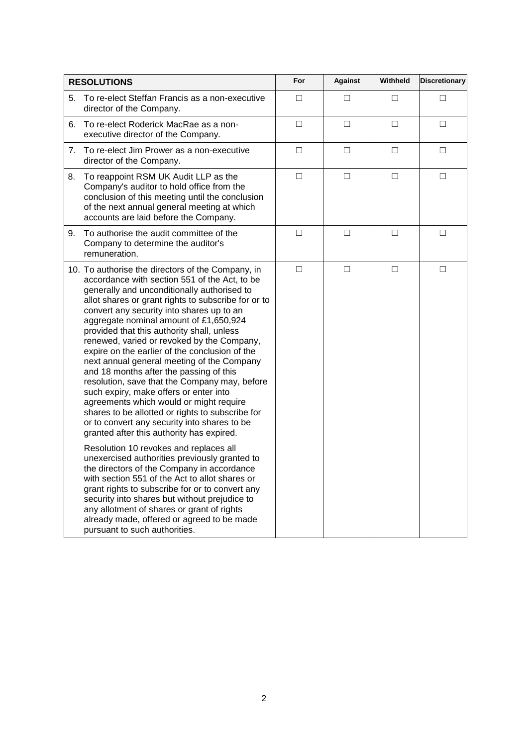| RESOLUTIONS | For | Against | Withheld | Discretionary |
|---|---|---|---|---|
| 5. To re-elect Steffan Francis as a non-executive director of the Company. | ☐ | ☐ | ☐ | ☐ |
| 6. To re-elect Roderick MacRae as a non-executive director of the Company. | ☐ | ☐ | ☐ | ☐ |
| 7. To re-elect Jim Prower as a non-executive director of the Company. | ☐ | ☐ | ☐ | ☐ |
| 8. To reappoint RSM UK Audit LLP as the Company's auditor to hold office from the conclusion of this meeting until the conclusion of the next annual general meeting at which accounts are laid before the Company. | ☐ | ☐ | ☐ | ☐ |
| 9. To authorise the audit committee of the Company to determine the auditor's remuneration. | ☐ | ☐ | ☐ | ☐ |
| 10. To authorise the directors of the Company, in accordance with section 551 of the Act, to be generally and unconditionally authorised to allot shares or grant rights to subscribe for or to convert any security into shares up to an aggregate nominal amount of £1,650,924 provided that this authority shall, unless renewed, varied or revoked by the Company, expire on the earlier of the conclusion of the next annual general meeting of the Company and 18 months after the passing of this resolution, save that the Company may, before such expiry, make offers or enter into agreements which would or might require shares to be allotted or rights to subscribe for or to convert any security into shares to be granted after this authority has expired. <br><br> Resolution 10 revokes and replaces all unexercised authorities previously granted to the directors of the Company in accordance with section 551 of the Act to allot shares or grant rights to subscribe for or to convert any security into shares but without prejudice to any allotment of shares or grant of rights already made, offered or agreed to be made pursuant to such authorities. | ☐ | ☐ | ☐ | ☐ |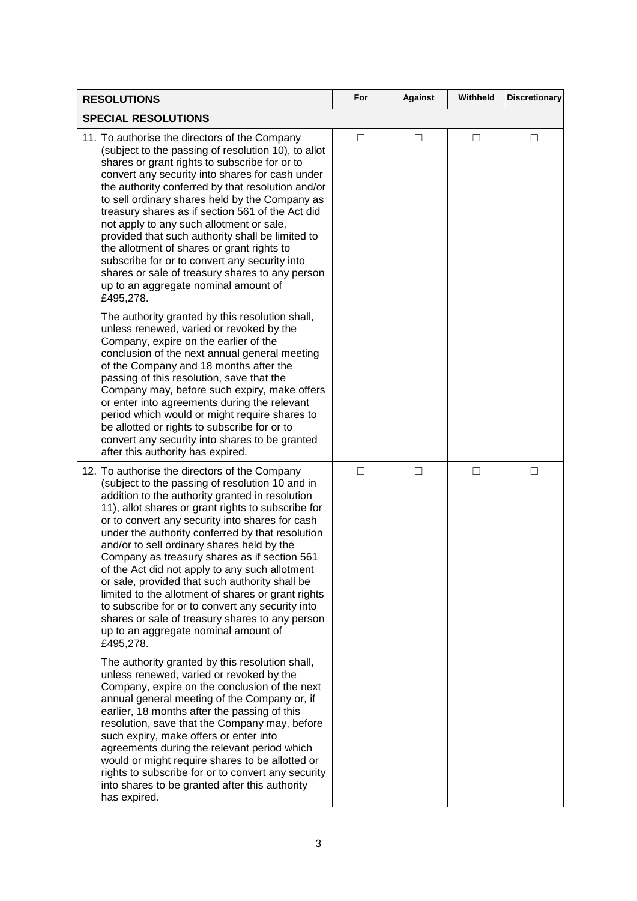| RESOLUTIONS | For | Against | Withheld | Discretionary |
|---|---|---|---|---|
| **SPECIAL RESOLUTIONS** | | | | |
| 11. To authorise the directors of the Company (subject to the passing of resolution 10), to allot shares or grant rights to subscribe for or to convert any security into shares for cash under the authority conferred by that resolution and/or to sell ordinary shares held by the Company as treasury shares as if section 561 of the Act did not apply to any such allotment or sale, provided that such authority shall be limited to the allotment of shares or grant rights to subscribe for or to convert any security into shares or sale of treasury shares to any person up to an aggregate nominal amount of £495,278.<br><br>The authority granted by this resolution shall, unless renewed, varied or revoked by the Company, expire on the earlier of the conclusion of the next annual general meeting of the Company and 18 months after the passing of this resolution, save that the Company may, before such expiry, make offers or enter into agreements during the relevant period which would or might require shares to be allotted or rights to subscribe for or to convert any security into shares to be granted after this authority has expired. | ☐ | ☐ | ☐ | ☐ |
| 12. To authorise the directors of the Company (subject to the passing of resolution 10 and in addition to the authority granted in resolution 11), allot shares or grant rights to subscribe for or to convert any security into shares for cash under the authority conferred by that resolution and/or to sell ordinary shares held by the Company as treasury shares as if section 561 of the Act did not apply to any such allotment or sale, provided that such authority shall be limited to the allotment of shares or grant rights to subscribe for or to convert any security into shares or sale of treasury shares to any person up to an aggregate nominal amount of £495,278.<br><br>The authority granted by this resolution shall, unless renewed, varied or revoked by the Company, expire on the conclusion of the next annual general meeting of the Company or, if earlier, 18 months after the passing of this resolution, save that the Company may, before such expiry, make offers or enter into agreements during the relevant period which would or might require shares to be allotted or rights to subscribe for or to convert any security into shares to be granted after this authority has expired. | ☐ | ☐ | ☐ | ☐ |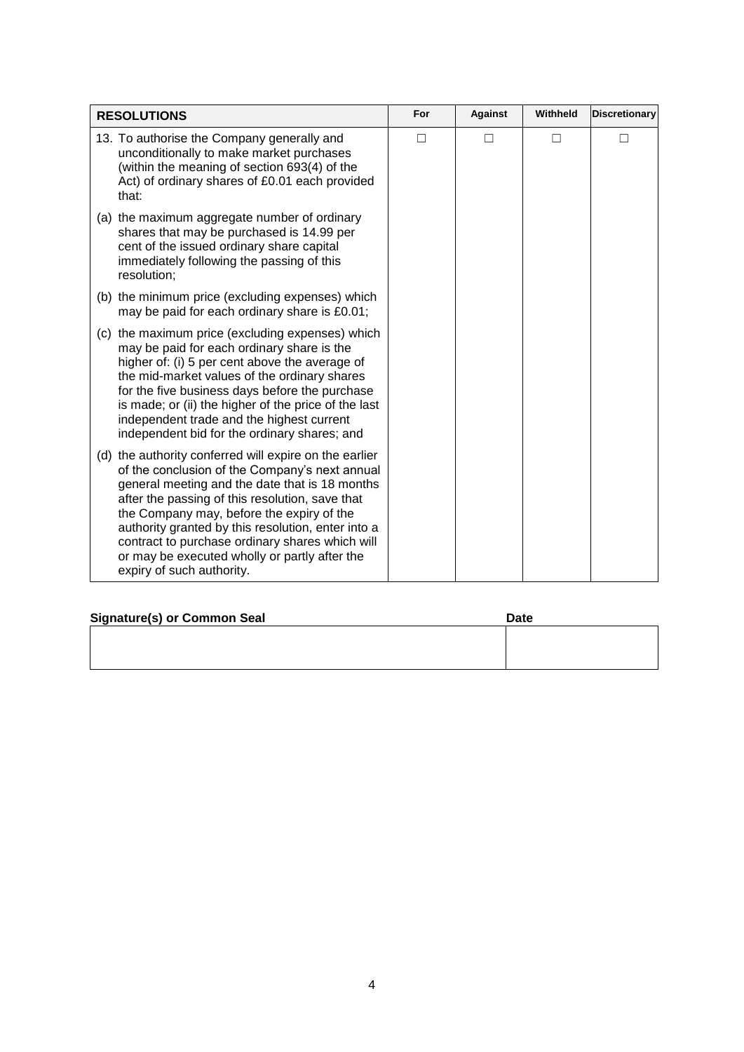| RESOLUTIONS | For | Against | Withheld | Discretionary |
|---|---|---|---|---|
| 13. To authorise the Company generally and unconditionally to make market purchases (within the meaning of section 693(4) of the Act) of ordinary shares of £0.01 each provided that: | ☐ | ☐ | ☐ | ☐ |
| (a) the maximum aggregate number of ordinary shares that may be purchased is 14.99 per cent of the issued ordinary share capital immediately following the passing of this resolution; | | | | |
| (b) the minimum price (excluding expenses) which may be paid for each ordinary share is £0.01; | | | | |
| (c) the maximum price (excluding expenses) which may be paid for each ordinary share is the higher of: (i) 5 per cent above the average of the mid-market values of the ordinary shares for the five business days before the purchase is made; or (ii) the higher of the price of the last independent trade and the highest current independent bid for the ordinary shares; and | | | | |
| (d) the authority conferred will expire on the earlier of the conclusion of the Company's next annual general meeting and the date that is 18 months after the passing of this resolution, save that the Company may, before the expiry of the authority granted by this resolution, enter into a contract to purchase ordinary shares which will or may be executed wholly or partly after the expiry of such authority. | | | | |

| Signature(s) or Common Seal | Date |
|---|---|
| | |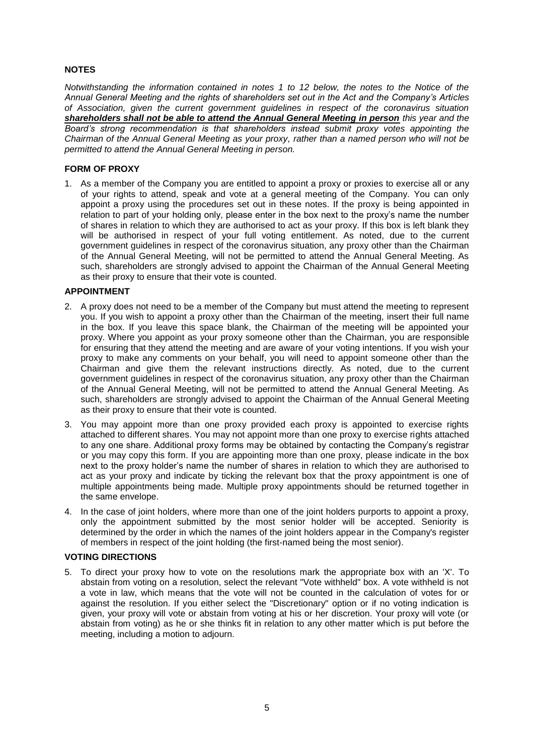## NOTES

*Notwithstanding the information contained in notes 1 to 12 below, the notes to the Notice of the Annual General Meeting and the rights of shareholders set out in the Act and the Company's Articles of Association, given the current government guidelines in respect of the coronavirus situation* ***shareholders shall not be able to attend the Annual General Meeting in person*** *this year and the Board's strong recommendation is that shareholders instead submit proxy votes appointing the Chairman of the Annual General Meeting as your proxy, rather than a named person who will not be permitted to attend the Annual General Meeting in person.*

## FORM OF PROXY

1. As a member of the Company you are entitled to appoint a proxy or proxies to exercise all or any of your rights to attend, speak and vote at a general meeting of the Company. You can only appoint a proxy using the procedures set out in these notes. If the proxy is being appointed in relation to part of your holding only, please enter in the box next to the proxy's name the number of shares in relation to which they are authorised to act as your proxy. If this box is left blank they will be authorised in respect of your full voting entitlement. As noted, due to the current government guidelines in respect of the coronavirus situation, any proxy other than the Chairman of the Annual General Meeting, will not be permitted to attend the Annual General Meeting. As such, shareholders are strongly advised to appoint the Chairman of the Annual General Meeting as their proxy to ensure that their vote is counted.

## APPOINTMENT

2. A proxy does not need to be a member of the Company but must attend the meeting to represent you. If you wish to appoint a proxy other than the Chairman of the meeting, insert their full name in the box. If you leave this space blank, the Chairman of the meeting will be appointed your proxy. Where you appoint as your proxy someone other than the Chairman, you are responsible for ensuring that they attend the meeting and are aware of your voting intentions. If you wish your proxy to make any comments on your behalf, you will need to appoint someone other than the Chairman and give them the relevant instructions directly. As noted, due to the current government guidelines in respect of the coronavirus situation, any proxy other than the Chairman of the Annual General Meeting, will not be permitted to attend the Annual General Meeting. As such, shareholders are strongly advised to appoint the Chairman of the Annual General Meeting as their proxy to ensure that their vote is counted.

3. You may appoint more than one proxy provided each proxy is appointed to exercise rights attached to different shares. You may not appoint more than one proxy to exercise rights attached to any one share. Additional proxy forms may be obtained by contacting the Company's registrar or you may copy this form. If you are appointing more than one proxy, please indicate in the box next to the proxy holder's name the number of shares in relation to which they are authorised to act as your proxy and indicate by ticking the relevant box that the proxy appointment is one of multiple appointments being made. Multiple proxy appointments should be returned together in the same envelope.

4. In the case of joint holders, where more than one of the joint holders purports to appoint a proxy, only the appointment submitted by the most senior holder will be accepted. Seniority is determined by the order in which the names of the joint holders appear in the Company's register of members in respect of the joint holding (the first-named being the most senior).

## VOTING DIRECTIONS

5. To direct your proxy how to vote on the resolutions mark the appropriate box with an 'X'. To abstain from voting on a resolution, select the relevant "Vote withheld" box. A vote withheld is not a vote in law, which means that the vote will not be counted in the calculation of votes for or against the resolution. If you either select the "Discretionary" option or if no voting indication is given, your proxy will vote or abstain from voting at his or her discretion. Your proxy will vote (or abstain from voting) as he or she thinks fit in relation to any other matter which is put before the meeting, including a motion to adjourn.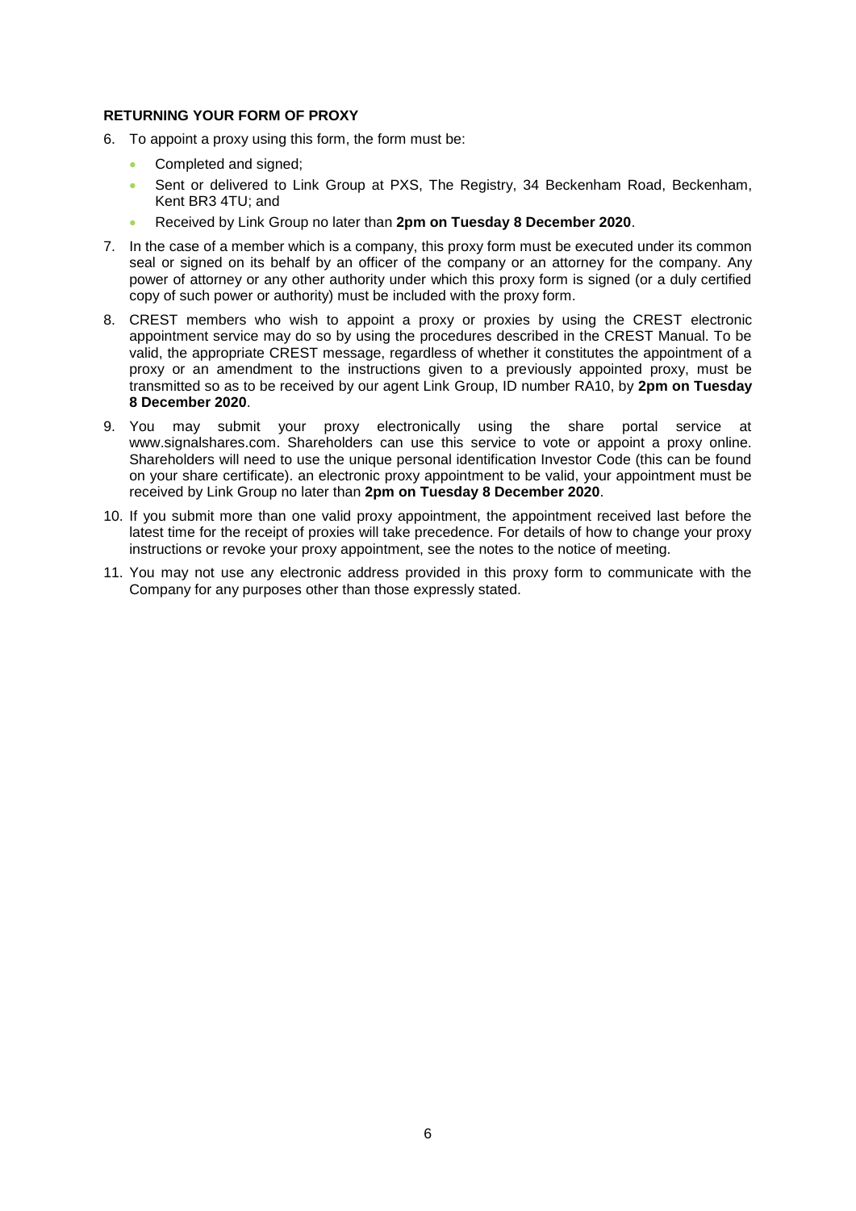**RETURNING YOUR FORM OF PROXY**

6. To appoint a proxy using this form, the form must be:
   - Completed and signed;
   - Sent or delivered to Link Group at PXS, The Registry, 34 Beckenham Road, Beckenham, Kent BR3 4TU; and
   - Received by Link Group no later than **2pm on Tuesday 8 December 2020**.
7. In the case of a member which is a company, this proxy form must be executed under its common seal or signed on its behalf by an officer of the company or an attorney for the company. Any power of attorney or any other authority under which this proxy form is signed (or a duly certified copy of such power or authority) must be included with the proxy form.
8. CREST members who wish to appoint a proxy or proxies by using the CREST electronic appointment service may do so by using the procedures described in the CREST Manual. To be valid, the appropriate CREST message, regardless of whether it constitutes the appointment of a proxy or an amendment to the instructions given to a previously appointed proxy, must be transmitted so as to be received by our agent Link Group, ID number RA10, by **2pm on Tuesday 8 December 2020**.
9. You may submit your proxy electronically using the share portal service at www.signalshares.com. Shareholders can use this service to vote or appoint a proxy online. Shareholders will need to use the unique personal identification Investor Code (this can be found on your share certificate). an electronic proxy appointment to be valid, your appointment must be received by Link Group no later than **2pm on Tuesday 8 December 2020**.
10. If you submit more than one valid proxy appointment, the appointment received last before the latest time for the receipt of proxies will take precedence. For details of how to change your proxy instructions or revoke your proxy appointment, see the notes to the notice of meeting.
11. You may not use any electronic address provided in this proxy form to communicate with the Company for any purposes other than those expressly stated.